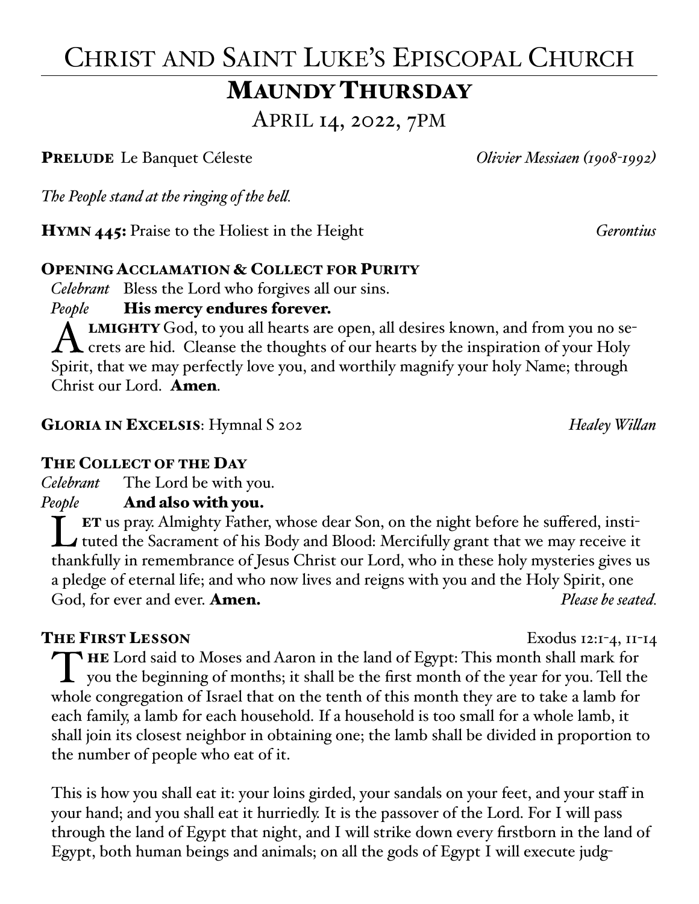# Christ and Saint Luke's Episcopal Church

## Maundy Thursday

April 14, 2022, 7PM

**Prelude** Le Banquet Céleste *Olivier Messiaen (1908-1992)*

*The People stand at the ringing of the bell.*

**Hymn 445:** Praise to the Holiest in the Height *Gerontius*

**Opening Acclamation & Collect for Purity**

*Celebrant* Bless the Lord who forgives all our sins.

*People* **His mercy endures forever.**

**Almighty** God, to you all hearts are open, all desires known, and from you no secrets are hid. Cleanse the thoughts of our hearts by the inspiration of your Holy Spirit, that we may perfectly love you, and worthily magnify your holy Name; through Christ our Lord. **Amen**.

**Gloria in Excelsis**: Hymnal S 202 *Healey Willan*

**The Collect of the Day**

*Celebrant* The Lord be with you.

*People* **And also with you.**

**Let** us pray. Almighty Father, whose dear Son, on the night before he suffered, instituted the Sacrament of his Body and Blood: Mercifully grant that we may receive it thankfully in remembrance of Jesus Christ our Lord, who in these holy mysteries gives us a pledge of eternal life; and who now lives and reigns with you and the Holy Spirit, one God, for ever and ever. **Amen.** *Please be seated.*

**The First Lesson** Exodus 12:1-4, 11-14

**The** Lord said to Moses and Aaron in the land of Egypt: This month shall mark for you the beginning of months; it shall be the first month of the year for you. Tell the whole congregation of Israel that on the tenth of this month they are to take a lamb for each family, a lamb for each household. If a household is too small for a whole lamb, it shall join its closest neighbor in obtaining one; the lamb shall be divided in proportion to the number of people who eat of it.

This is how you shall eat it: your loins girded, your sandals on your feet, and your staff in your hand; and you shall eat it hurriedly. It is the passover of the Lord. For I will pass through the land of Egypt that night, and I will strike down every firstborn in the land of Egypt, both human beings and animals; on all the gods of Egypt I will execute judg-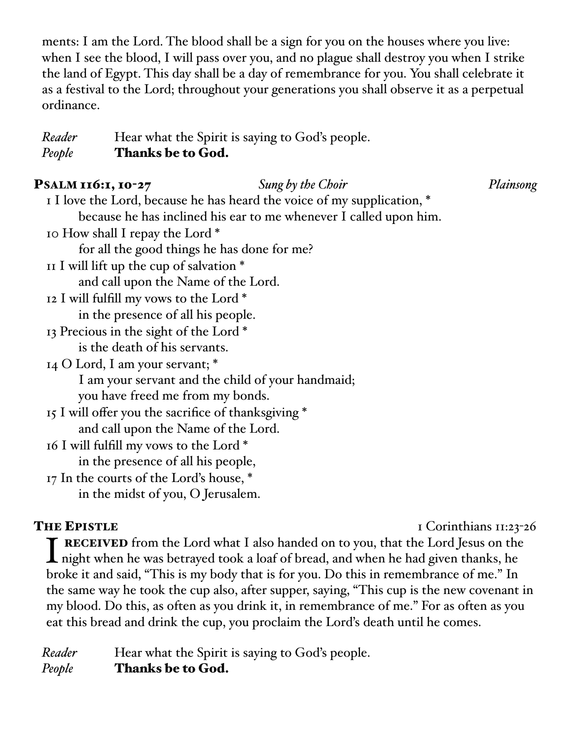ments: I am the Lord. The blood shall be a sign for you on the houses where you live: when I see the blood, I will pass over you, and no plague shall destroy you when I strike the land of Egypt. This day shall be a day of remembrance for you. You shall celebrate it as a festival to the Lord; throughout your generations you shall observe it as a perpetual ordinance.

*Reader* Hear what the Spirit is saying to God's people.
*People* **Thanks be to God.**

## Psalm 116:1, 10-27 *Sung by the Choir* *Plainsong*

1 I love the Lord, because he has heard the voice of my supplication, *
because he has inclined his ear to me whenever I called upon him.
10 How shall I repay the Lord *
for all the good things he has done for me?
11 I will lift up the cup of salvation *
and call upon the Name of the Lord.
12 I will fulfill my vows to the Lord *
in the presence of all his people.
13 Precious in the sight of the Lord *
is the death of his servants.
14 O Lord, I am your servant; *
I am your servant and the child of your handmaid;
you have freed me from my bonds.
15 I will offer you the sacrifice of thanksgiving *
and call upon the Name of the Lord.
16 I will fulfill my vows to the Lord *
in the presence of all his people,
17 In the courts of the Lord's house, *
in the midst of you, O Jerusalem.

## The Epistle 1 Corinthians 11:23-26

**I received** from the Lord what I also handed on to you, that the Lord Jesus on the night when he was betrayed took a loaf of bread, and when he had given thanks, he broke it and said, "This is my body that is for you. Do this in remembrance of me." In the same way he took the cup also, after supper, saying, "This cup is the new covenant in my blood. Do this, as often as you drink it, in remembrance of me." For as often as you eat this bread and drink the cup, you proclaim the Lord's death until he comes.

*Reader* Hear what the Spirit is saying to God's people.
*People* **Thanks be to God.**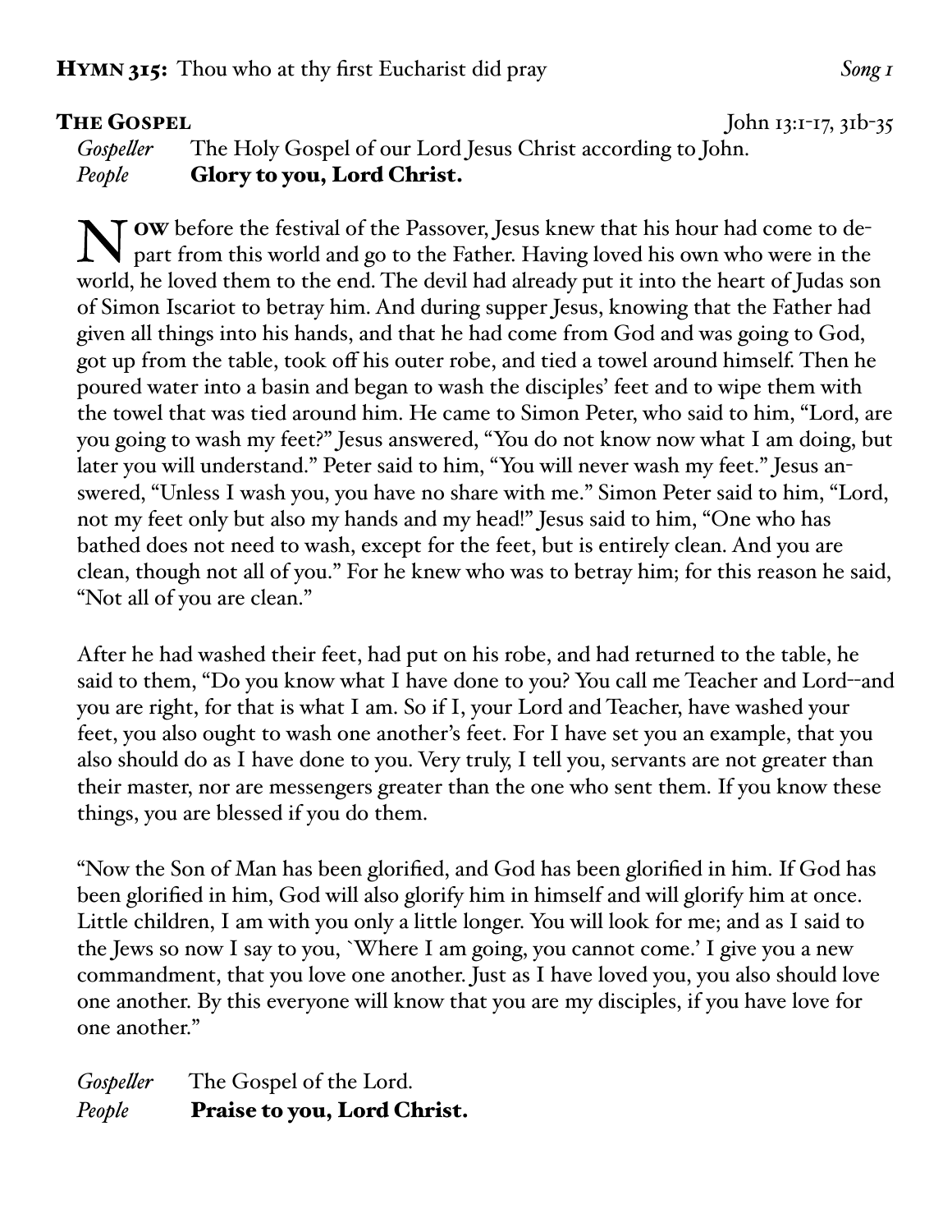**Hymn 315:** Thou who at thy first Eucharist did pray *Song 1*

**The Gospel** John 13:1-17, 31b-35

*Gospeller* The Holy Gospel of our Lord Jesus Christ according to John.
*People* **Glory to you, Lord Christ.**

Now before the festival of the Passover, Jesus knew that his hour had come to depart from this world and go to the Father. Having loved his own who were in the world, he loved them to the end. The devil had already put it into the heart of Judas son of Simon Iscariot to betray him. And during supper Jesus, knowing that the Father had given all things into his hands, and that he had come from God and was going to God, got up from the table, took off his outer robe, and tied a towel around himself. Then he poured water into a basin and began to wash the disciples' feet and to wipe them with the towel that was tied around him. He came to Simon Peter, who said to him, "Lord, are you going to wash my feet?" Jesus answered, "You do not know now what I am doing, but later you will understand." Peter said to him, "You will never wash my feet." Jesus answered, "Unless I wash you, you have no share with me." Simon Peter said to him, "Lord, not my feet only but also my hands and my head!" Jesus said to him, "One who has bathed does not need to wash, except for the feet, but is entirely clean. And you are clean, though not all of you." For he knew who was to betray him; for this reason he said, "Not all of you are clean."

After he had washed their feet, had put on his robe, and had returned to the table, he said to them, "Do you know what I have done to you? You call me Teacher and Lord--and you are right, for that is what I am. So if I, your Lord and Teacher, have washed your feet, you also ought to wash one another's feet. For I have set you an example, that you also should do as I have done to you. Very truly, I tell you, servants are not greater than their master, nor are messengers greater than the one who sent them. If you know these things, you are blessed if you do them.

"Now the Son of Man has been glorified, and God has been glorified in him. If God has been glorified in him, God will also glorify him in himself and will glorify him at once. Little children, I am with you only a little longer. You will look for me; and as I said to the Jews so now I say to you, `Where I am going, you cannot come.' I give you a new commandment, that you love one another. Just as I have loved you, you also should love one another. By this everyone will know that you are my disciples, if you have love for one another."

*Gospeller* The Gospel of the Lord.
*People* **Praise to you, Lord Christ.**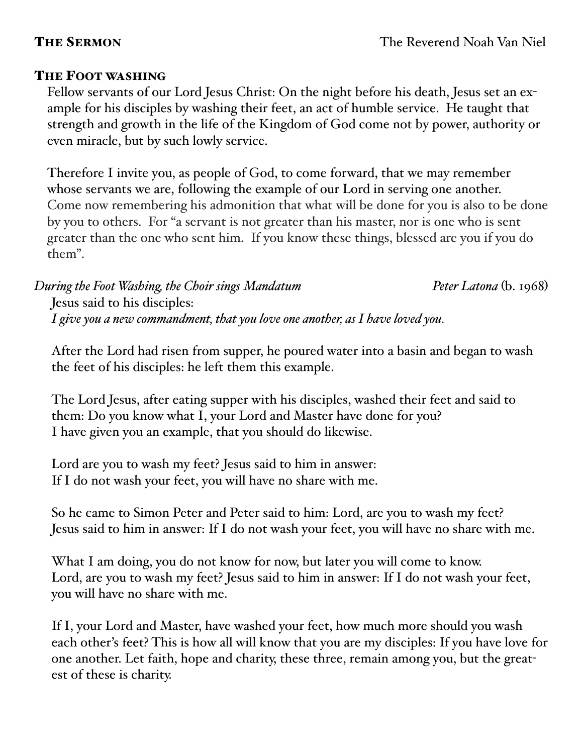**THE SERMON** The Reverend Noah Van Niel

**THE FOOT WASHING**

Fellow servants of our Lord Jesus Christ: On the night before his death, Jesus set an example for his disciples by washing their feet, an act of humble service. He taught that strength and growth in the life of the Kingdom of God come not by power, authority or even miracle, but by such lowly service.

Therefore I invite you, as people of God, to come forward, that we may remember whose servants we are, following the example of our Lord in serving one another. Come now remembering his admonition that what will be done for you is also to be done by you to others. For "a servant is not greater than his master, nor is one who is sent greater than the one who sent him. If you know these things, blessed are you if you do them".

*During the Foot Washing, the Choir sings Mandatum* *Peter Latona* (b. 1968)

Jesus said to his disciples:
*I give you a new commandment, that you love one another, as I have loved you.*

After the Lord had risen from supper, he poured water into a basin and began to wash the feet of his disciples: he left them this example.

The Lord Jesus, after eating supper with his disciples, washed their feet and said to them: Do you know what I, your Lord and Master have done for you?
I have given you an example, that you should do likewise.

Lord are you to wash my feet? Jesus said to him in answer:
If I do not wash your feet, you will have no share with me.

So he came to Simon Peter and Peter said to him: Lord, are you to wash my feet?
Jesus said to him in answer: If I do not wash your feet, you will have no share with me.

What I am doing, you do not know for now, but later you will come to know.
Lord, are you to wash my feet? Jesus said to him in answer: If I do not wash your feet, you will have no share with me.

If I, your Lord and Master, have washed your feet, how much more should you wash each other's feet? This is how all will know that you are my disciples: If you have love for one another. Let faith, hope and charity, these three, remain among you, but the greatest of these is charity.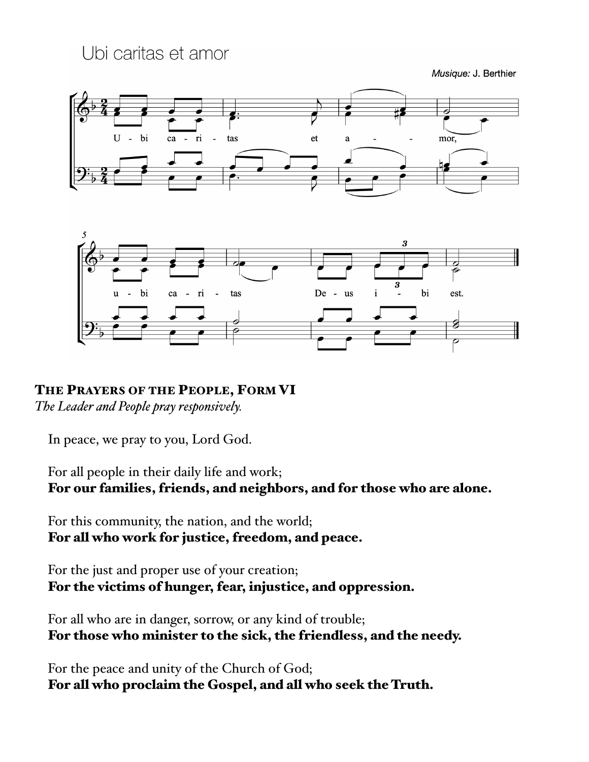## Ubi caritas et amor

*Musique:* J. Berthier

U - bi ca - ri - tas et a - - mor,

u - bi ca - ri - tas De - us i - bi est.

**The Prayers of the People, Form VI**
*The Leader and People pray responsively.*

In peace, we pray to you, Lord God.

For all people in their daily life and work;
**For our families, friends, and neighbors, and for those who are alone.**

For this community, the nation, and the world;
**For all who work for justice, freedom, and peace.**

For the just and proper use of your creation;
**For the victims of hunger, fear, injustice, and oppression.**

For all who are in danger, sorrow, or any kind of trouble;
**For those who minister to the sick, the friendless, and the needy.**

For the peace and unity of the Church of God;
**For all who proclaim the Gospel, and all who seek the Truth.**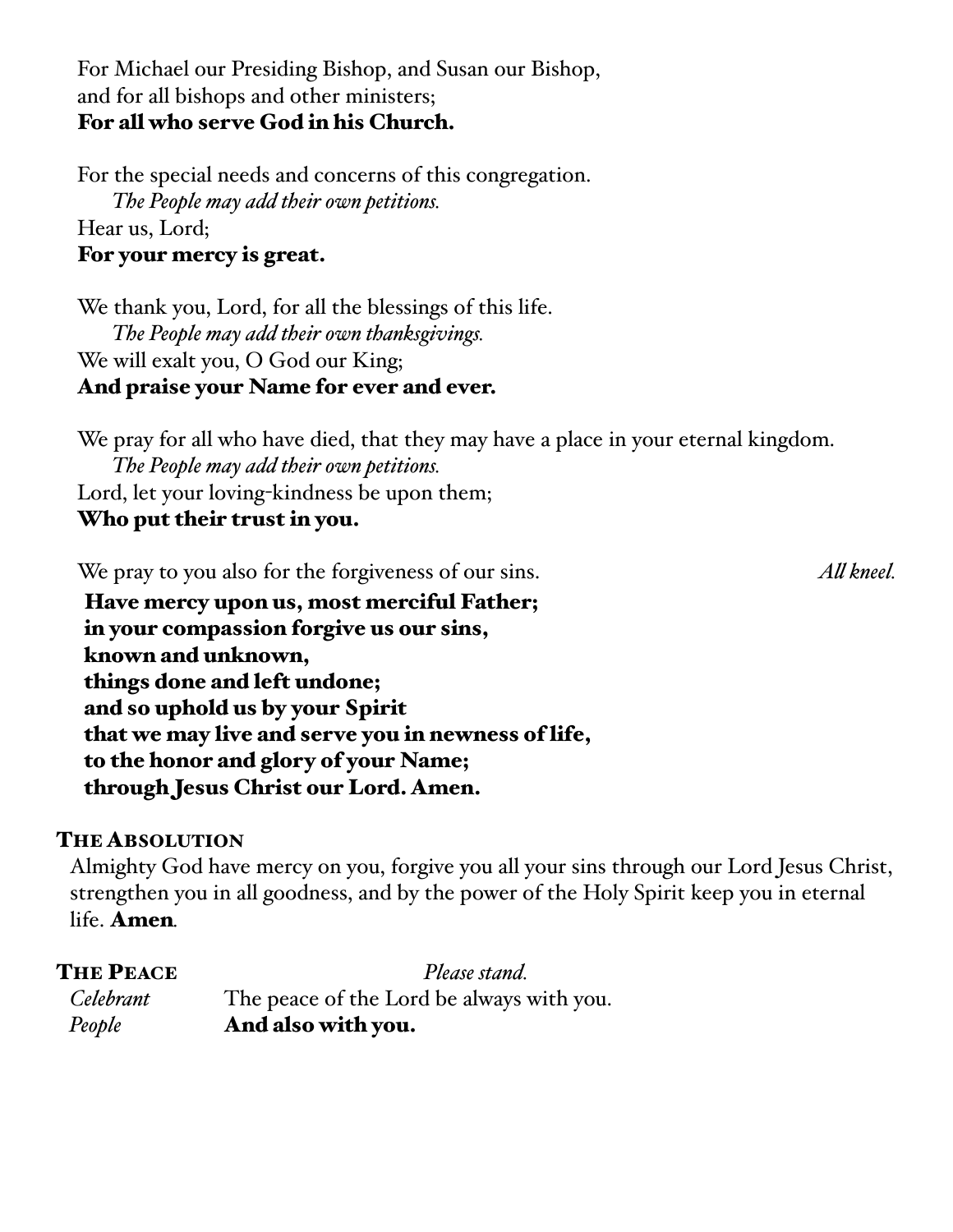For Michael our Presiding Bishop, and Susan our Bishop,
and for all bishops and other ministers;
**For all who serve God in his Church.**

For the special needs and concerns of this congregation.
*The People may add their own petitions.*
Hear us, Lord;
**For your mercy is great.**

We thank you, Lord, for all the blessings of this life.
*The People may add their own thanksgivings.*
We will exalt you, O God our King;
**And praise your Name for ever and ever.**

We pray for all who have died, that they may have a place in your eternal kingdom.
*The People may add their own petitions.*
Lord, let your loving-kindness be upon them;
**Who put their trust in you.**

We pray to you also for the forgiveness of our sins. *All kneel.*

**Have mercy upon us, most merciful Father;**
**in your compassion forgive us our sins,**
**known and unknown,**
**things done and left undone;**
**and so uphold us by your Spirit**
**that we may live and serve you in newness of life,**
**to the honor and glory of your Name;**
**through Jesus Christ our Lord. Amen.**

## The Absolution

Almighty God have mercy on you, forgive you all your sins through our Lord Jesus Christ, strengthen you in all goodness, and by the power of the Holy Spirit keep you in eternal life. **Amen**.

## The Peace

*Please stand.*

*Celebrant* The peace of the Lord be always with you.
*People* **And also with you.**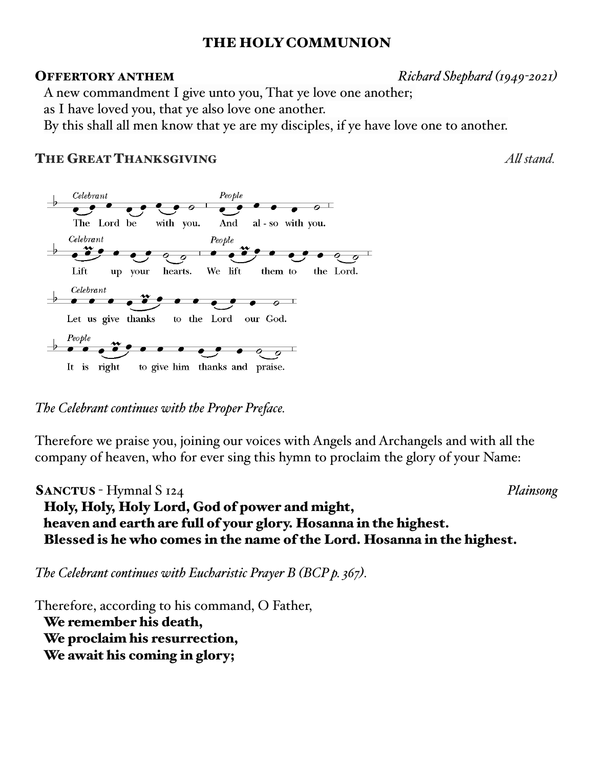# THE HOLY COMMUNION

**OFFERTORY ANTHEM** *Richard Shephard (1949-2021)*

A new commandment I give unto you, That ye love one another;
as I have loved you, that ye also love one another.
By this shall all men know that ye are my disciples, if ye have love one to another.

**THE GREAT THANKSGIVING** *All stand.*

*Celebrant* The Lord be with you. *People* **And also with you.**

*Celebrant* Lift up your hearts. *People* **We lift them to the Lord.**

*Celebrant* Let us give thanks to the Lord our God.

*People* **It is right to give him thanks and praise.**

*The Celebrant continues with the Proper Preface.*

Therefore we praise you, joining our voices with Angels and Archangels and with all the company of heaven, who for ever sing this hymn to proclaim the glory of your Name:

**SANCTUS** - Hymnal S 124 *Plainsong*

**Holy, Holy, Holy Lord, God of power and might,**
**heaven and earth are full of your glory. Hosanna in the highest.**
**Blessed is he who comes in the name of the Lord. Hosanna in the highest.**

*The Celebrant continues with Eucharistic Prayer B (BCP p. 367).*

Therefore, according to his command, O Father,
**We remember his death,**
**We proclaim his resurrection,**
**We await his coming in glory;**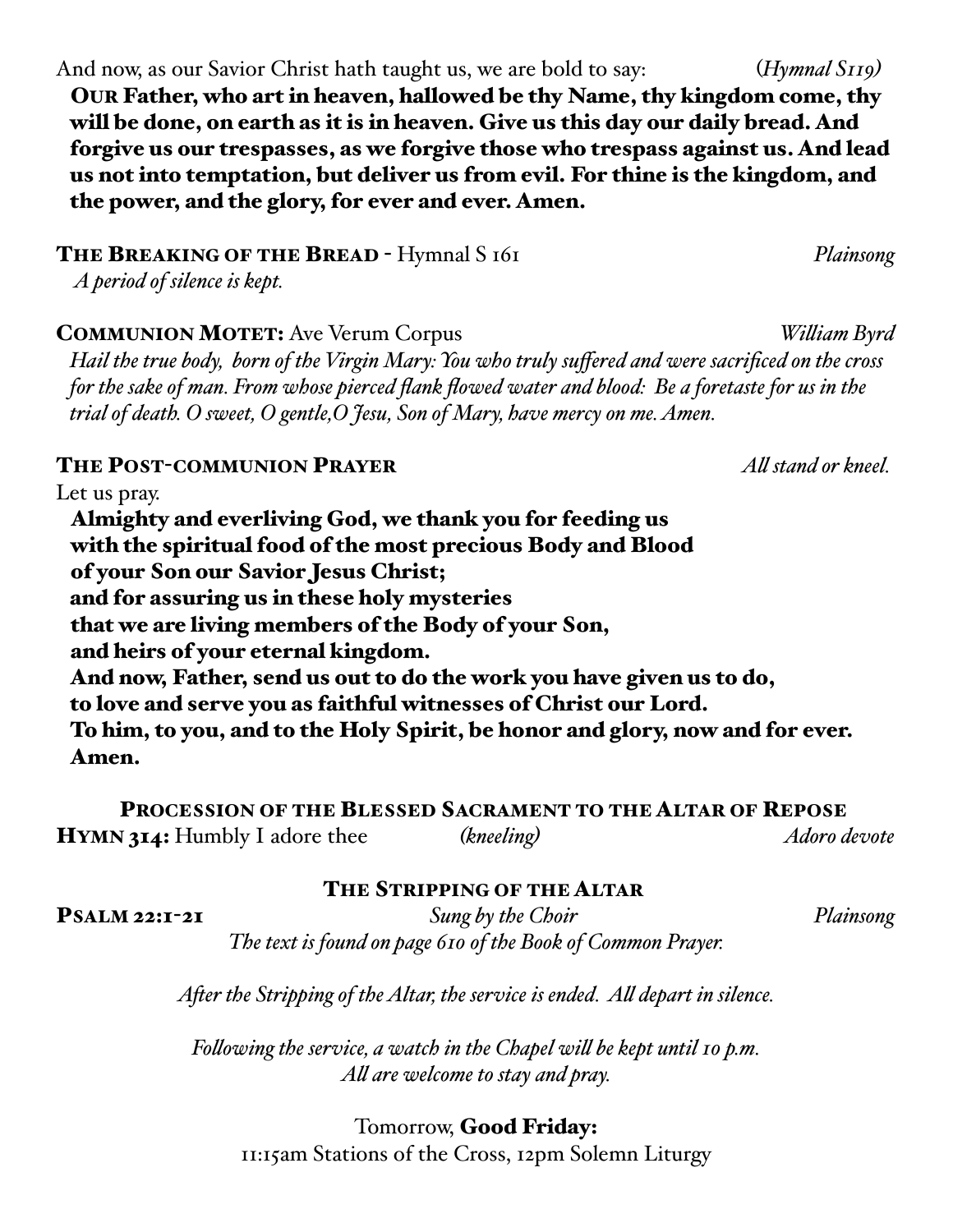And now, as our Savior Christ hath taught us, we are bold to say: *(Hymnal S119)*

**Our Father, who art in heaven, hallowed be thy Name, thy kingdom come, thy will be done, on earth as it is in heaven. Give us this day our daily bread. And forgive us our trespasses, as we forgive those who trespass against us. And lead us not into temptation, but deliver us from evil. For thine is the kingdom, and the power, and the glory, for ever and ever. Amen.**

**The Breaking of the Bread** - Hymnal S 161 *Plainsong*

*A period of silence is kept.*

**Communion Motet:** Ave Verum Corpus *William Byrd*

*Hail the true body, born of the Virgin Mary: You who truly suffered and were sacrificed on the cross for the sake of man. From whose pierced flank flowed water and blood: Be a foretaste for us in the trial of death. O sweet, O gentle,O Jesu, Son of Mary, have mercy on me. Amen.*

**The Post-communion Prayer** *All stand or kneel.*

Let us pray.

**Almighty and everliving God, we thank you for feeding us**
**with the spiritual food of the most precious Body and Blood**
**of your Son our Savior Jesus Christ;**
**and for assuring us in these holy mysteries**
**that we are living members of the Body of your Son,**
**and heirs of your eternal kingdom.**
**And now, Father, send us out to do the work you have given us to do,**
**to love and serve you as faithful witnesses of Christ our Lord.**
**To him, to you, and to the Holy Spirit, be honor and glory, now and for ever.**
**Amen.**

## Procession of the Blessed Sacrament to the Altar of Repose

**Hymn 314:** Humbly I adore thee *(kneeling)* *Adoro devote*

## The Stripping of the Altar

**Psalm 22:1-21** *Sung by the Choir* *Plainsong*

*The text is found on page 610 of the Book of Common Prayer.*

*After the Stripping of the Altar, the service is ended. All depart in silence.*

*Following the service, a watch in the Chapel will be kept until 10 p.m.*
*All are welcome to stay and pray.*

Tomorrow, **Good Friday:**
11:15am Stations of the Cross, 12pm Solemn Liturgy